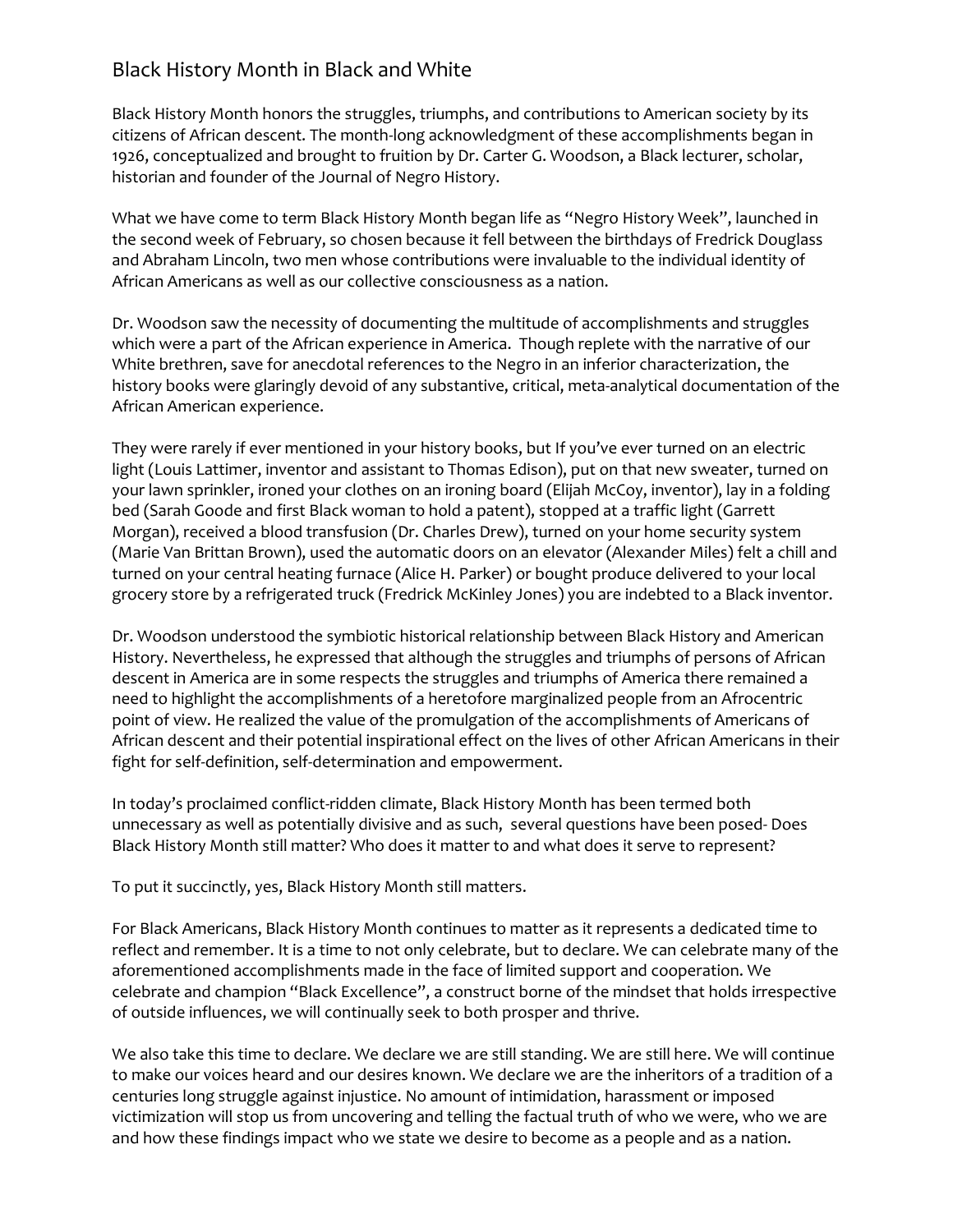# Black History Month in Black and White

Black History Month honors the struggles, triumphs, and contributions to American society by its citizens of African descent. The month-long acknowledgment of these accomplishments began in 1926, conceptualized and brought to fruition by Dr. Carter G. Woodson, a Black lecturer, scholar, historian and founder of the Journal of Negro History.

What we have come to term Black History Month began life as "Negro History Week", launched in the second week of February, so chosen because it fell between the birthdays of Fredrick Douglass and Abraham Lincoln, two men whose contributions were invaluable to the individual identity of African Americans as well as our collective consciousness as a nation.

Dr. Woodson saw the necessity of documenting the multitude of accomplishments and struggles which were a part of the African experience in America. Though replete with the narrative of our White brethren, save for anecdotal references to the Negro in an inferior characterization, the history books were glaringly devoid of any substantive, critical, meta-analytical documentation of the African American experience.

They were rarely if ever mentioned in your history books, but If you've ever turned on an electric light (Louis Lattimer, inventor and assistant to Thomas Edison), put on that new sweater, turned on your lawn sprinkler, ironed your clothes on an ironing board (Elijah McCoy, inventor), lay in a folding bed (Sarah Goode and first Black woman to hold a patent), stopped at a traffic light (Garrett Morgan), received a blood transfusion (Dr. Charles Drew), turned on your home security system (Marie Van Brittan Brown), used the automatic doors on an elevator (Alexander Miles) felt a chill and turned on your central heating furnace (Alice H. Parker) or bought produce delivered to your local grocery store by a refrigerated truck (Fredrick McKinley Jones) you are indebted to a Black inventor.

Dr. Woodson understood the symbiotic historical relationship between Black History and American History. Nevertheless, he expressed that although the struggles and triumphs of persons of African descent in America are in some respects the struggles and triumphs of America there remained a need to highlight the accomplishments of a heretofore marginalized people from an Afrocentric point of view. He realized the value of the promulgation of the accomplishments of Americans of African descent and their potential inspirational effect on the lives of other African Americans in their fight for self-definition, self-determination and empowerment.

In today's proclaimed conflict-ridden climate, Black History Month has been termed both unnecessary as well as potentially divisive and as such, several questions have been posed- Does Black History Month still matter? Who does it matter to and what does it serve to represent?

To put it succinctly, yes, Black History Month still matters.

For Black Americans, Black History Month continues to matter as it represents a dedicated time to reflect and remember. It is a time to not only celebrate, but to declare. We can celebrate many of the aforementioned accomplishments made in the face of limited support and cooperation. We celebrate and champion "Black Excellence", a construct borne of the mindset that holds irrespective of outside influences, we will continually seek to both prosper and thrive.

We also take this time to declare. We declare we are still standing. We are still here. We will continue to make our voices heard and our desires known. We declare we are the inheritors of a tradition of a centuries long struggle against injustice. No amount of intimidation, harassment or imposed victimization will stop us from uncovering and telling the factual truth of who we were, who we are and how these findings impact who we state we desire to become as a people and as a nation.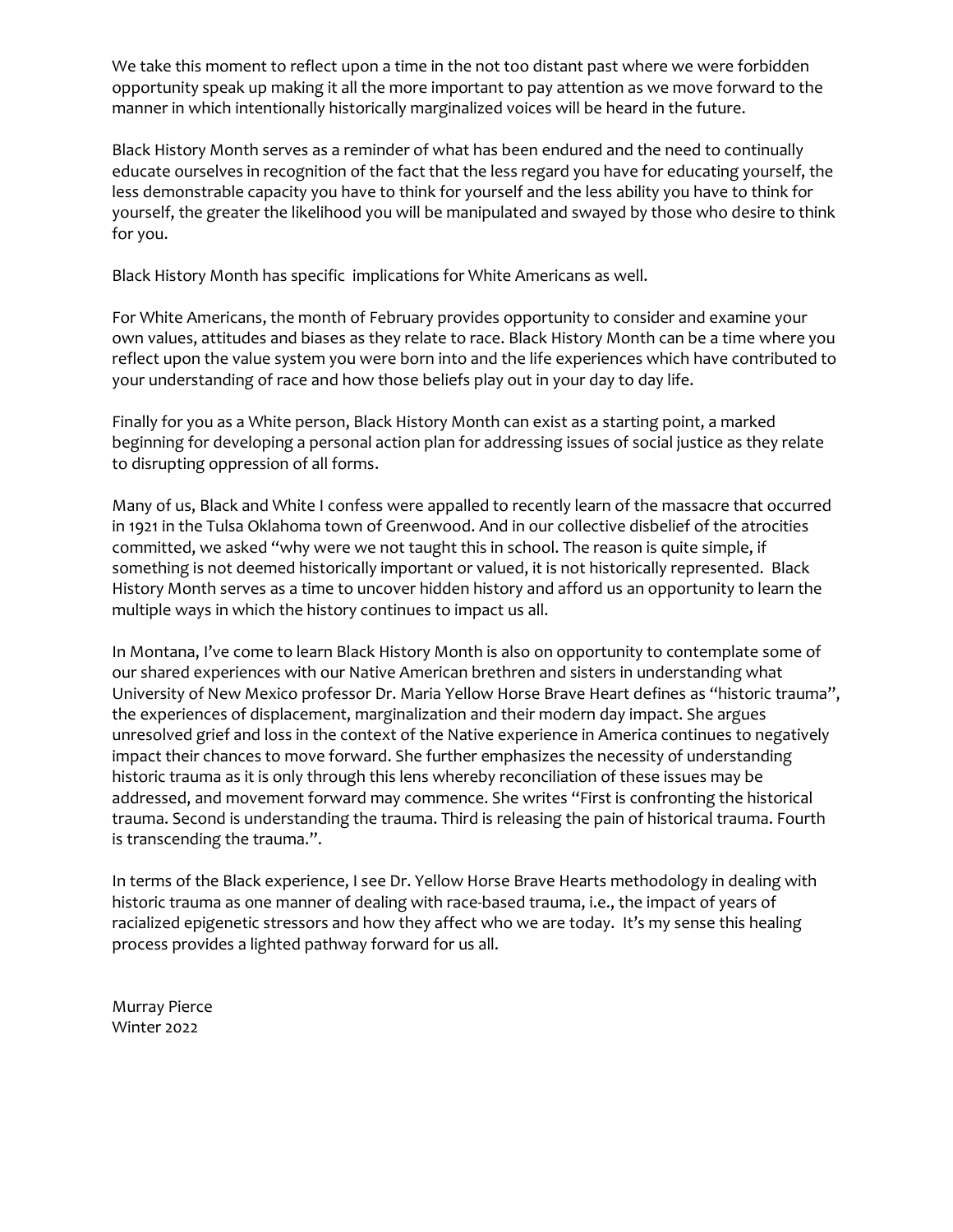We take this moment to reflect upon a time in the not too distant past where we were forbidden opportunity speak up making it all the more important to pay attention as we move forward to the manner in which intentionally historically marginalized voices will be heard in the future.

Black History Month serves as a reminder of what has been endured and the need to continually educate ourselves in recognition of the fact that the less regard you have for educating yourself, the less demonstrable capacity you have to think for yourself and the less ability you have to think for yourself, the greater the likelihood you will be manipulated and swayed by those who desire to think for you.

Black History Month has specific  implications for White Americans as well.

For White Americans, the month of February provides opportunity to consider and examine your own values, attitudes and biases as they relate to race. Black History Month can be a time where you reflect upon the value system you were born into and the life experiences which have contributed to your understanding of race and how those beliefs play out in your day to day life.

Finally for you as a White person, Black History Month can exist as a starting point, a marked beginning for developing a personal action plan for addressing issues of social justice as they relate to disrupting oppression of all forms.

Many of us, Black and White I confess were appalled to recently learn of the massacre that occurred in 1921 in the Tulsa Oklahoma town of Greenwood. And in our collective disbelief of the atrocities committed, we asked "why were we not taught this in school. The reason is quite simple, if something is not deemed historically important or valued, it is not historically represented.  Black History Month serves as a time to uncover hidden history and afford us an opportunity to learn the multiple ways in which the history continues to impact us all.

In Montana, I've come to learn Black History Month is also on opportunity to contemplate some of our shared experiences with our Native American brethren and sisters in understanding what University of New Mexico professor Dr. Maria Yellow Horse Brave Heart defines as "historic trauma", the experiences of displacement, marginalization and their modern day impact. She argues unresolved grief and loss in the context of the Native experience in America continues to negatively impact their chances to move forward. She further emphasizes the necessity of understanding historic trauma as it is only through this lens whereby reconciliation of these issues may be addressed, and movement forward may commence. She writes "First is confronting the historical trauma. Second is understanding the trauma. Third is releasing the pain of historical trauma. Fourth is transcending the trauma.".

In terms of the Black experience, I see Dr. Yellow Horse Brave Hearts methodology in dealing with historic trauma as one manner of dealing with race-based trauma, i.e., the impact of years of racialized epigenetic stressors and how they affect who we are today.  It's my sense this healing process provides a lighted pathway forward for us all.

Murray Pierce  
Winter 2022